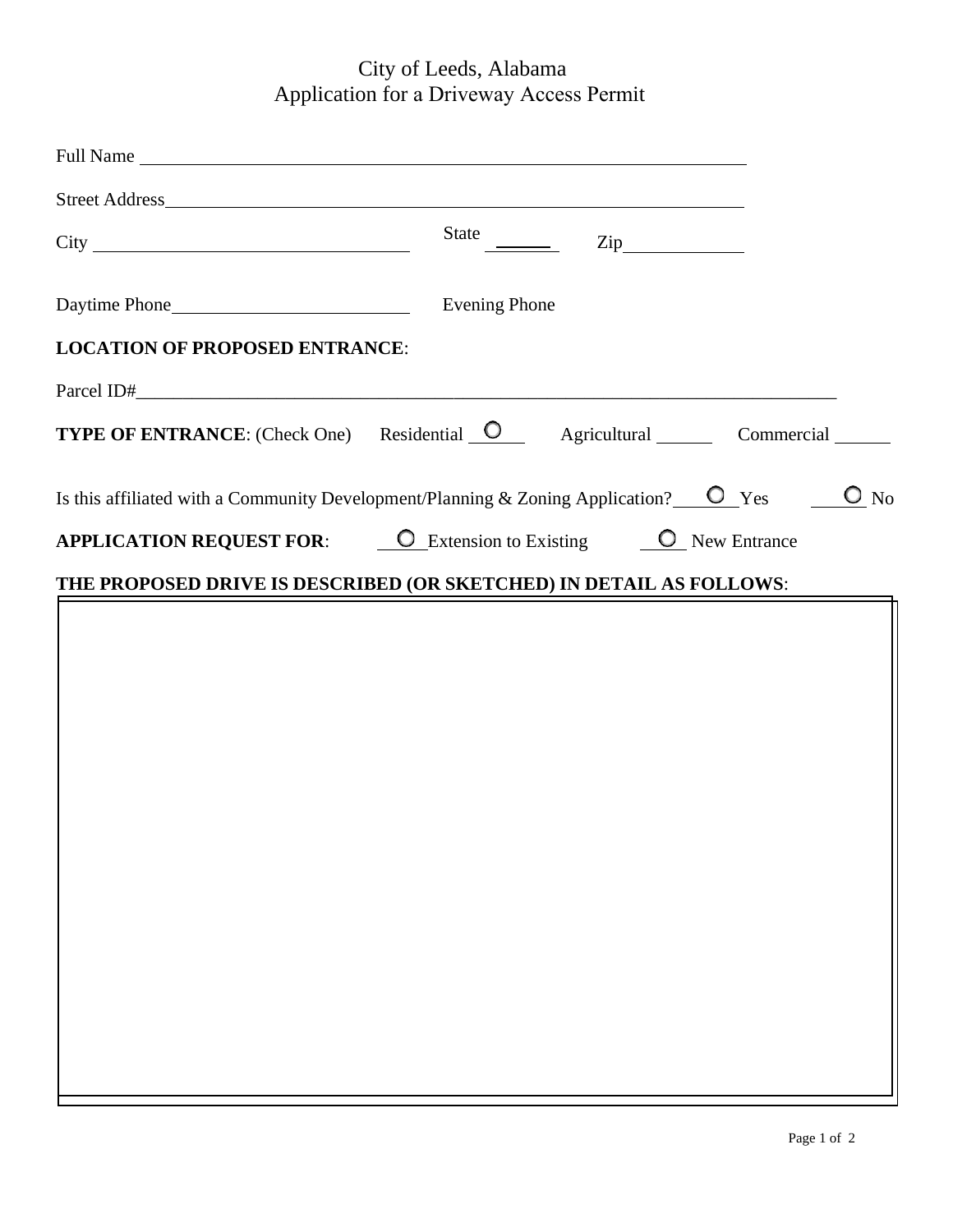# City of Leeds, Alabama
## Application for a Driveway Access Permit

Full Name ______________________________________________

Street Address ______________________________________________

City ______________________ State ______ Zip __________

Daytime Phone ______________________ Evening Phone

**LOCATION OF PROPOSED ENTRANCE**:

Parcel ID# ______________________________________________

**TYPE OF ENTRANCE**: (Check One) Residential ○ ____ Agricultural ______ Commercial ______

Is this affiliated with a Community Development/Planning & Zoning Application? ○ Yes ○ No

**APPLICATION REQUEST FOR**: ○ Extension to Existing ○ New Entrance

**THE PROPOSED DRIVE IS DESCRIBED (OR SKETCHED) IN DETAIL AS FOLLOWS**: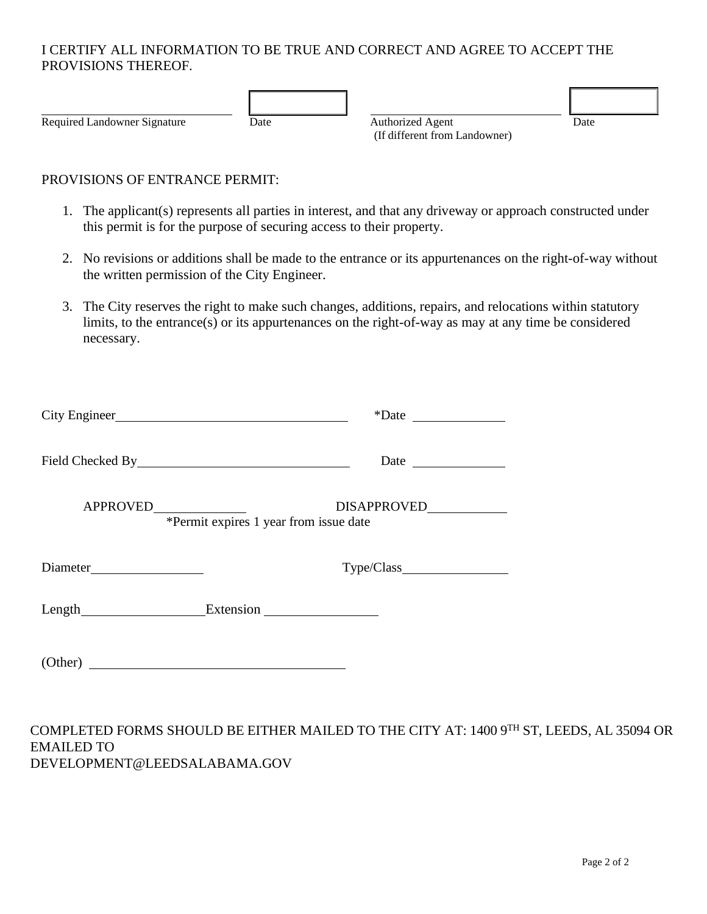I CERTIFY ALL INFORMATION TO BE TRUE AND CORRECT AND AGREE TO ACCEPT THE PROVISIONS THEREOF.

| | | | |
|---|---|---|---|
| ______________________ | ________ | ______________________ | ________ |
| Required Landowner Signature | Date | Authorized Agent (If different from Landowner) | Date |

PROVISIONS OF ENTRANCE PERMIT:

1. The applicant(s) represents all parties in interest, and that any driveway or approach constructed under this permit is for the purpose of securing access to their property.

2. No revisions or additions shall be made to the entrance or its appurtenances on the right-of-way without the written permission of the City Engineer.

3. The City reserves the right to make such changes, additions, repairs, and relocations within statutory limits, to the entrance(s) or its appurtenances on the right-of-way as may at any time be considered necessary.

City Engineer______________________ *Date ____________

Field Checked By______________________ Date ____________

APPROVED____________ DISAPPROVED____________

*Permit expires 1 year from issue date

Diameter______________ Type/Class______________

Length______________Extension ______________

(Other) ______________________________

COMPLETED FORMS SHOULD BE EITHER MAILED TO THE CITY AT: 1400 9TH ST, LEEDS, AL 35094 OR EMAILED TO DEVELOPMENT@LEEDSALABAMA.GOV